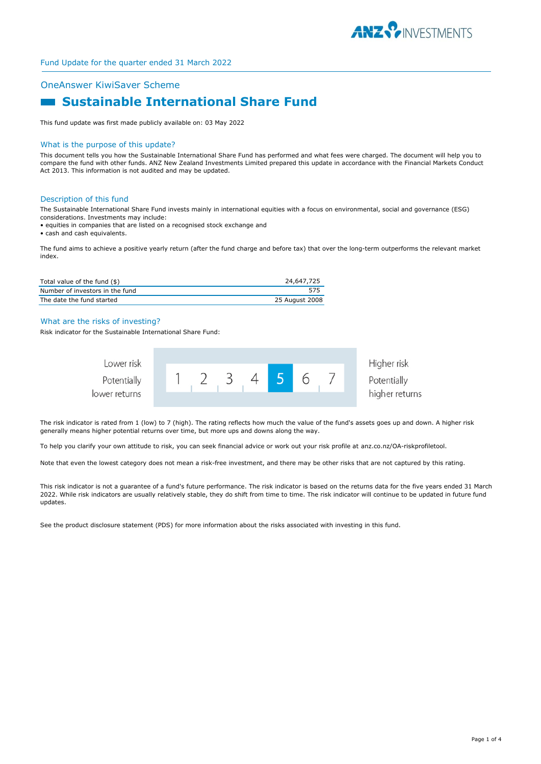Fund Update for the quarter ended 31 March 2022

## OneAnswer KiwiSaver Scheme

# Sustainable International Share Fund

This fund update was first made publicly available on: 03 May 2022

## What is the purpose of this update?

This document tells you how the Sustainable International Share Fund has performed and what fees were charged. The document will help you to compare the fund with other funds. ANZ New Zealand Investments Limited prepared this update in accordance with the Financial Markets Conduct Act 2013. This information is not audited and may be updated.

## Description of this fund

The Sustainable International Share Fund invests mainly in international equities with a focus on environmental, social and governance (ESG) considerations. Investments may include:

- equities in companies that are listed on a recognised stock exchange and
- cash and cash equivalents.

The fund aims to achieve a positive yearly return (after the fund charge and before tax) that over the long-term outperforms the relevant market index.

| | |
|---|---|
| Total value of the fund ($) | 24,647,725 |
| Number of investors in the fund | 575 |
| The date the fund started | 25 August 2008 |

## What are the risks of investing?

Risk indicator for the Sustainable International Share Fund:

| Lower risk<br>Potentially lower returns | 1 | 2 | 3 | 4 | **5** | 6 | 7 | Higher risk<br>Potentially higher returns |
|---|---|---|---|---|---|---|---|---|

The risk indicator is rated from 1 (low) to 7 (high). The rating reflects how much the value of the fund's assets goes up and down. A higher risk generally means higher potential returns over time, but more ups and downs along the way.

To help you clarify your own attitude to risk, you can seek financial advice or work out your risk profile at anz.co.nz/OA-riskprofiletool.

Note that even the lowest category does not mean a risk-free investment, and there may be other risks that are not captured by this rating.

This risk indicator is not a guarantee of a fund's future performance. The risk indicator is based on the returns data for the five years ended 31 March 2022. While risk indicators are usually relatively stable, they do shift from time to time. The risk indicator will continue to be updated in future fund updates.

See the product disclosure statement (PDS) for more information about the risks associated with investing in this fund.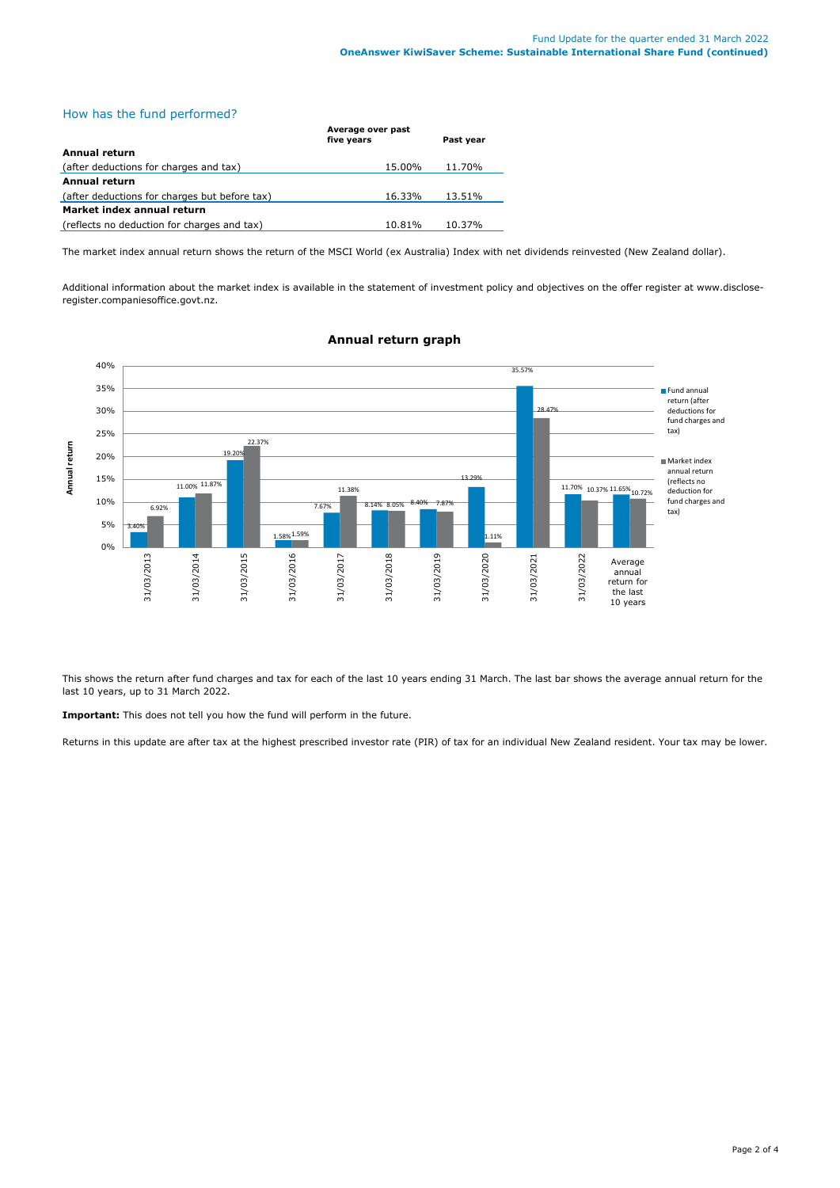## How has the fund performed?

| | Average over past five years | Past year |
|---|---|---|
| **Annual return** | | |
| (after deductions for charges and tax) | 15.00% | 11.70% |
| **Annual return** | | |
| (after deductions for charges but before tax) | 16.33% | 13.51% |
| **Market index annual return** | | |
| (reflects no deduction for charges and tax) | 10.81% | 10.37% |

The market index annual return shows the return of the MSCI World (ex Australia) Index with net dividends reinvested (New Zealand dollar).

Additional information about the market index is available in the statement of investment policy and objectives on the offer register at www.disclose-register.companiesoffice.govt.nz.

### Annual return graph

| Annual return | Fund annual return (after deductions for fund charges and tax) | Market index annual return (reflects no deduction for fund charges and tax) |
|---|---|---|
| 31/03/2013 | 3.40% | 6.92% |
| 31/03/2014 | 11.00% | 11.87% |
| 31/03/2015 | 19.20% | 22.37% |
| 31/03/2016 | 1.58% | 1.59% |
| 31/03/2017 | 7.67% | 11.38% |
| 31/03/2018 | 8.14% | 8.05% |
| 31/03/2019 | 8.40% | 7.87% |
| 31/03/2020 | 13.29% | 1.11% |
| 31/03/2021 | 35.57% | 28.47% |
| 31/03/2022 | 11.70% | 10.37% |
| Average annual return for the last 10 years | 11.65% | 10.72% |

This shows the return after fund charges and tax for each of the last 10 years ending 31 March. The last bar shows the average annual return for the last 10 years, up to 31 March 2022.

**Important:** This does not tell you how the fund will perform in the future.

Returns in this update are after tax at the highest prescribed investor rate (PIR) of tax for an individual New Zealand resident. Your tax may be lower.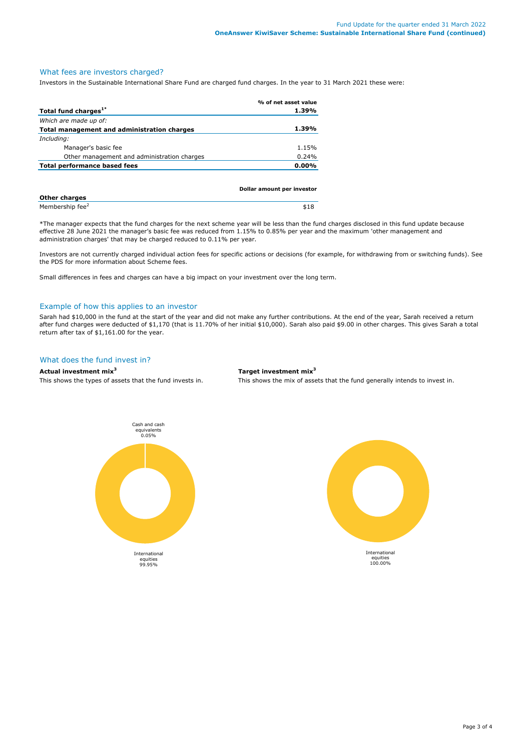## What fees are investors charged?

Investors in the Sustainable International Share Fund are charged fund charges. In the year to 31 March 2021 these were:

| | % of net asset value |
|---|---|
| **Total fund charges[1*]** | **1.39%** |
| *Which are made up of:* | |
| **Total management and administration charges** | **1.39%** |
| *Including:* | |
| Manager's basic fee | 1.15% |
| Other management and administration charges | 0.24% |
| **Total performance based fees** | **0.00%** |

| | Dollar amount per investor |
|---|---|
| **Other charges** | |
| Membership fee[2] | $18 |

*The manager expects that the fund charges for the next scheme year will be less than the fund charges disclosed in this fund update because effective 28 June 2021 the manager's basic fee was reduced from 1.15% to 0.85% per year and the maximum 'other management and administration charges' that may be charged reduced to 0.11% per year.

Investors are not currently charged individual action fees for specific actions or decisions (for example, for withdrawing from or switching funds). See the PDS for more information about Scheme fees.

Small differences in fees and charges can have a big impact on your investment over the long term.

## Example of how this applies to an investor

Sarah had $10,000 in the fund at the start of the year and did not make any further contributions. At the end of the year, Sarah received a return after fund charges were deducted of $1,170 (that is 11.70% of her initial $10,000). Sarah also paid $9.00 in other charges. This gives Sarah a total return after tax of $1,161.00 for the year.

## What does the fund invest in?

**Actual investment mix[3]**

This shows the types of assets that the fund invests in.

- Cash and cash equivalents 0.05%
- International equities 99.95%

**Target investment mix[3]**

This shows the mix of assets that the fund generally intends to invest in.

- International equities 100.00%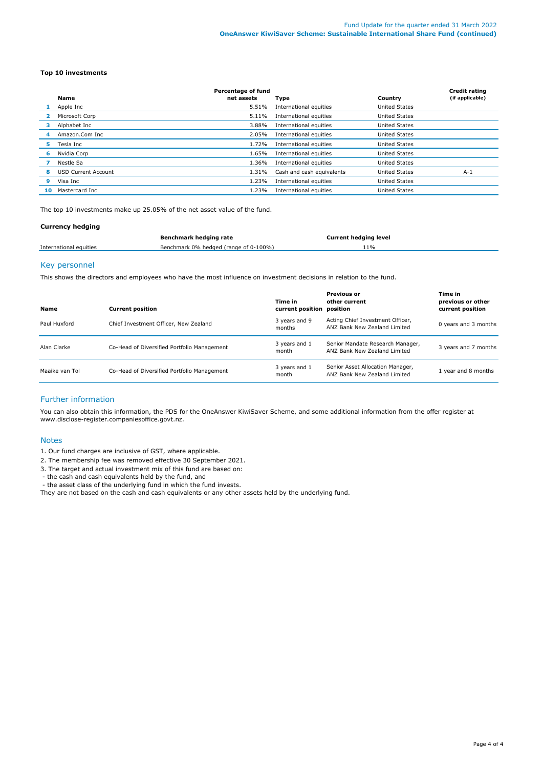### Top 10 investments

| | Name | Percentage of fund net assets | Type | Country | Credit rating (if applicable) |
|---|---|---|---|---|---|
| 1 | Apple Inc | 5.51% | International equities | United States | |
| 2 | Microsoft Corp | 5.11% | International equities | United States | |
| 3 | Alphabet Inc | 3.88% | International equities | United States | |
| 4 | Amazon.Com Inc | 2.05% | International equities | United States | |
| 5 | Tesla Inc | 1.72% | International equities | United States | |
| 6 | Nvidia Corp | 1.65% | International equities | United States | |
| 7 | Nestle Sa | 1.36% | International equities | United States | |
| 8 | USD Current Account | 1.31% | Cash and cash equivalents | United States | A-1 |
| 9 | Visa Inc | 1.23% | International equities | United States | |
| 10 | Mastercard Inc | 1.23% | International equities | United States | |

The top 10 investments make up 25.05% of the net asset value of the fund.

### Currency hedging

| | Benchmark hedging rate | Current hedging level |
|---|---|---|
| International equities | Benchmark 0% hedged (range of 0-100%) | 11% |

## Key personnel

This shows the directors and employees who have the most influence on investment decisions in relation to the fund.

| Name | Current position | Time in current position | Previous or other current position | Time in previous or other current position |
|---|---|---|---|---|
| Paul Huxford | Chief Investment Officer, New Zealand | 3 years and 9 months | Acting Chief Investment Officer, ANZ Bank New Zealand Limited | 0 years and 3 months |
| Alan Clarke | Co-Head of Diversified Portfolio Management | 3 years and 1 month | Senior Mandate Research Manager, ANZ Bank New Zealand Limited | 3 years and 7 months |
| Maaike van Tol | Co-Head of Diversified Portfolio Management | 3 years and 1 month | Senior Asset Allocation Manager, ANZ Bank New Zealand Limited | 1 year and 8 months |

## Further information

You can also obtain this information, the PDS for the OneAnswer KiwiSaver Scheme, and some additional information from the offer register at www.disclose-register.companiesoffice.govt.nz.

## Notes

1. Our fund charges are inclusive of GST, where applicable.
2. The membership fee was removed effective 30 September 2021.
3. The target and actual investment mix of this fund are based on:
   - the cash and cash equivalents held by the fund, and
   - the asset class of the underlying fund in which the fund invests.

They are not based on the cash and cash equivalents or any other assets held by the underlying fund.